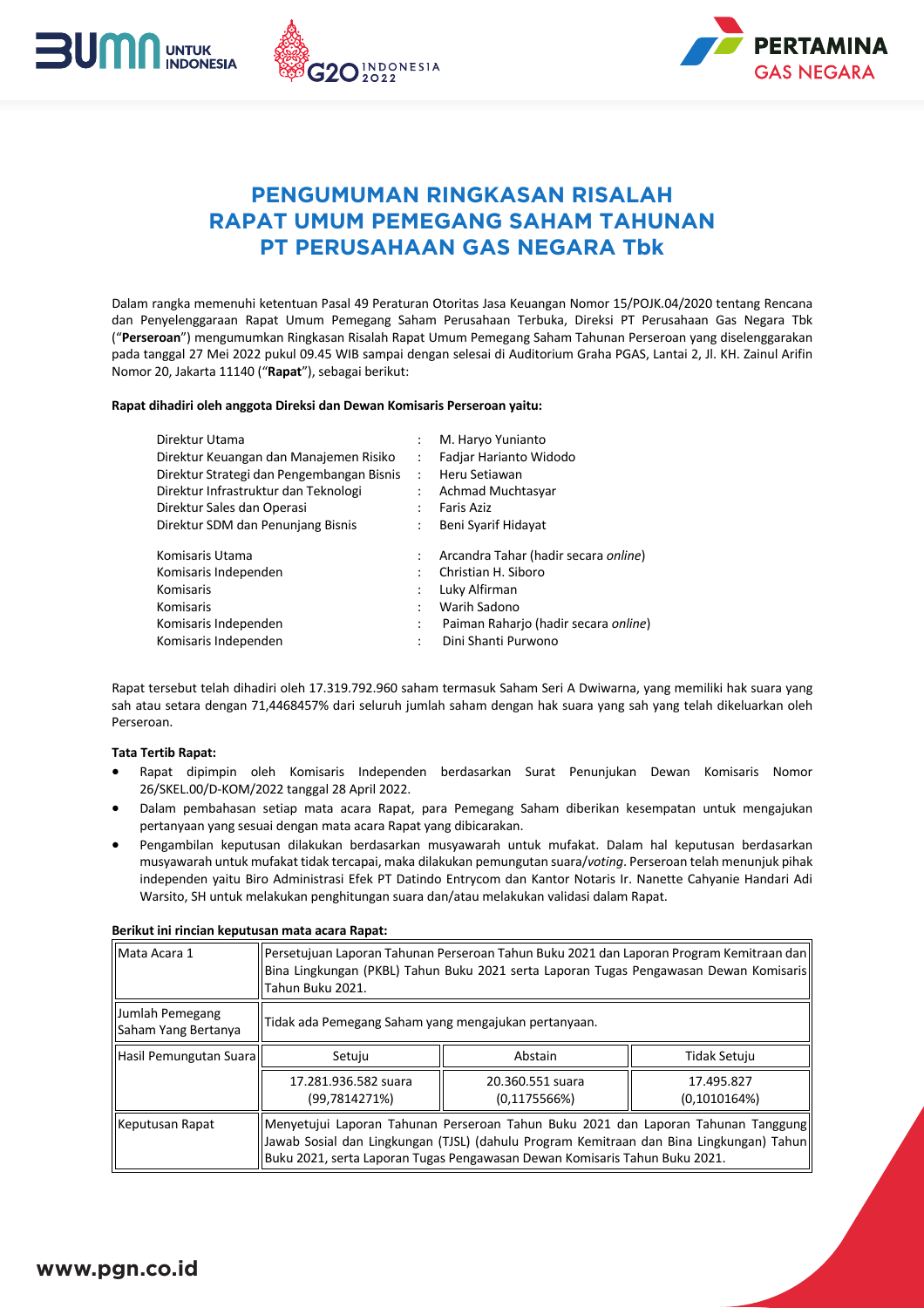# PENGUMUMAN RINGKASAN RISALAH RAPAT UMUM PEMEGANG SAHAM TAHUNAN PT PERUSAHAAN GAS NEGARA Tbk

Dalam rangka memenuhi ketentuan Pasal 49 Peraturan Otoritas Jasa Keuangan Nomor 15/POJK.04/2020 tentang Rencana dan Penyelenggaraan Rapat Umum Pemegang Saham Perusahaan Terbuka, Direksi PT Perusahaan Gas Negara Tbk ("**Perseroan**") mengumumkan Ringkasan Risalah Rapat Umum Pemegang Saham Tahunan Perseroan yang diselenggarakan pada tanggal 27 Mei 2022 pukul 09.45 WIB sampai dengan selesai di Auditorium Graha PGAS, Lantai 2, Jl. KH. Zainul Arifin Nomor 20, Jakarta 11140 ("**Rapat**"), sebagai berikut:

**Rapat dihadiri oleh anggota Direksi dan Dewan Komisaris Perseroan yaitu:**

| | | |
|---|---|---|
| Direktur Utama | : | M. Haryo Yunianto |
| Direktur Keuangan dan Manajemen Risiko | : | Fadjar Harianto Widodo |
| Direktur Strategi dan Pengembangan Bisnis | : | Heru Setiawan |
| Direktur Infrastruktur dan Teknologi | : | Achmad Muchtasyar |
| Direktur Sales dan Operasi | : | Faris Aziz |
| Direktur SDM dan Penunjang Bisnis | : | Beni Syarif Hidayat |
| Komisaris Utama | : | Arcandra Tahar (hadir secara *online*) |
| Komisaris Independen | : | Christian H. Siboro |
| Komisaris | : | Luky Alfirman |
| Komisaris | : | Warih Sadono |
| Komisaris Independen | : | Paiman Raharjo (hadir secara *online*) |
| Komisaris Independen | : | Dini Shanti Purwono |

Rapat tersebut telah dihadiri oleh 17.319.792.960 saham termasuk Saham Seri A Dwiwarna, yang memiliki hak suara yang sah atau setara dengan 71,4468457% dari seluruh jumlah saham dengan hak suara yang sah yang telah dikeluarkan oleh Perseroan.

**Tata Tertib Rapat:**

- Rapat dipimpin oleh Komisaris Independen berdasarkan Surat Penunjukan Dewan Komisaris Nomor 26/SKEL.00/D-KOM/2022 tanggal 28 April 2022.
- Dalam pembahasan setiap mata acara Rapat, para Pemegang Saham diberikan kesempatan untuk mengajukan pertanyaan yang sesuai dengan mata acara Rapat yang dibicarakan.
- Pengambilan keputusan dilakukan berdasarkan musyawarah untuk mufakat. Dalam hal keputusan berdasarkan musyawarah untuk mufakat tidak tercapai, maka dilakukan pemungutan suara/*voting*. Perseroan telah menunjuk pihak independen yaitu Biro Administrasi Efek PT Datindo Entrycom dan Kantor Notaris Ir. Nanette Cahyanie Handari Adi Warsito, SH untuk melakukan penghitungan suara dan/atau melakukan validasi dalam Rapat.

**Berikut ini rincian keputusan mata acara Rapat:**

| Mata Acara 1 | Persetujuan Laporan Tahunan Perseroan Tahun Buku 2021 dan Laporan Program Kemitraan dan Bina Lingkungan (PKBL) Tahun Buku 2021 serta Laporan Tugas Pengawasan Dewan Komisaris Tahun Buku 2021. | | |
|---|---|---|---|
| Jumlah Pemegang Saham Yang Bertanya | Tidak ada Pemegang Saham yang mengajukan pertanyaan. | | |
| Hasil Pemungutan Suara | Setuju | Abstain | Tidak Setuju |
| | 17.281.936.582 suara (99,7814271%) | 20.360.551 suara (0,1175566%) | 17.495.827 (0,1010164%) |
| Keputusan Rapat | Menyetujui Laporan Tahunan Perseroan Tahun Buku 2021 dan Laporan Tahunan Tanggung Jawab Sosial dan Lingkungan (TJSL) (dahulu Program Kemitraan dan Bina Lingkungan) Tahun Buku 2021, serta Laporan Tugas Pengawasan Dewan Komisaris Tahun Buku 2021. | | |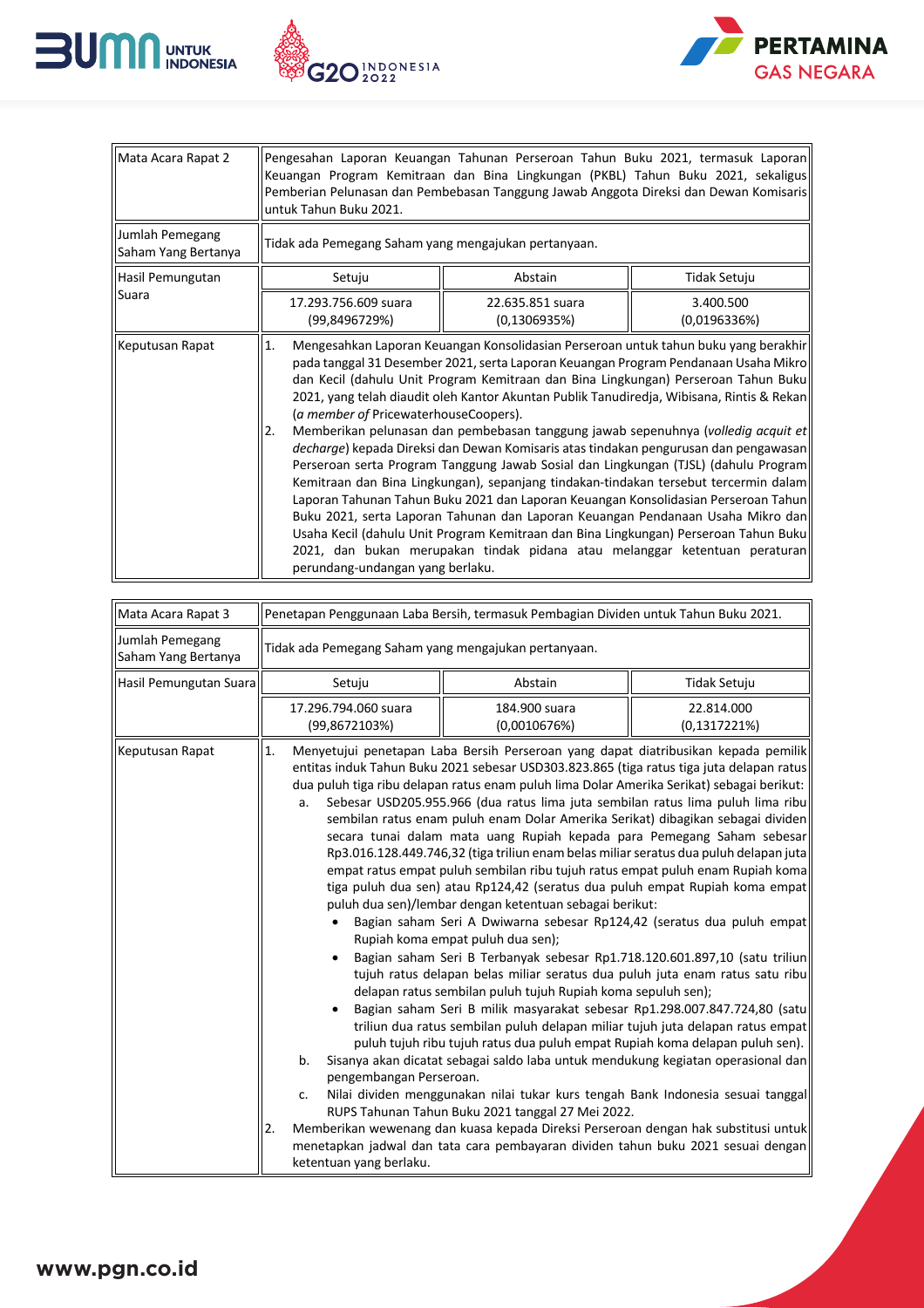| Mata Acara Rapat 2 | Pengesahan Laporan Keuangan Tahunan Perseroan Tahun Buku 2021, termasuk Laporan Keuangan Program Kemitraan dan Bina Lingkungan (PKBL) Tahun Buku 2021, sekaligus Pemberian Pelunasan dan Pembebasan Tanggung Jawab Anggota Direksi dan Dewan Komisaris untuk Tahun Buku 2021. | | |
|---|---|---|---|
| Jumlah Pemegang Saham Yang Bertanya | Tidak ada Pemegang Saham yang mengajukan pertanyaan. | | |
| Hasil Pemungutan Suara | Setuju | Abstain | Tidak Setuju |
| | 17.293.756.609 suara (99,8496729%) | 22.635.851 suara (0,1306935%) | 3.400.500 (0,0196336%) |
| Keputusan Rapat | 1. Mengesahkan Laporan Keuangan Konsolidasian Perseroan untuk tahun buku yang berakhir pada tanggal 31 Desember 2021, serta Laporan Keuangan Program Pendanaan Usaha Mikro dan Kecil (dahulu Unit Program Kemitraan dan Bina Lingkungan) Perseroan Tahun Buku 2021, yang telah diaudit oleh Kantor Akuntan Publik Tanudiredja, Wibisana, Rintis & Rekan (*a member of* PricewaterhouseCoopers).<br>2. Memberikan pelunasan dan pembebasan tanggung jawab sepenuhnya (*volledig acquit et decharge*) kepada Direksi dan Dewan Komisaris atas tindakan pengurusan dan pengawasan Perseroan serta Program Tanggung Jawab Sosial dan Lingkungan (TJSL) (dahulu Program Kemitraan dan Bina Lingkungan), sepanjang tindakan-tindakan tersebut tercermin dalam Laporan Tahunan Tahun Buku 2021 dan Laporan Keuangan Konsolidasian Perseroan Tahun Buku 2021, serta Laporan Tahunan dan Laporan Keuangan Pendanaan Usaha Mikro dan Usaha Kecil (dahulu Unit Program Kemitraan dan Bina Lingkungan) Perseroan Tahun Buku 2021, dan bukan merupakan tindak pidana atau melanggar ketentuan peraturan perundang-undangan yang berlaku. | | |

| Mata Acara Rapat 3 | Penetapan Penggunaan Laba Bersih, termasuk Pembagian Dividen untuk Tahun Buku 2021. | | |
|---|---|---|---|
| Jumlah Pemegang Saham Yang Bertanya | Tidak ada Pemegang Saham yang mengajukan pertanyaan. | | |
| Hasil Pemungutan Suara | Setuju | Abstain | Tidak Setuju |
| | 17.296.794.060 suara (99,8672103%) | 184.900 suara (0,0010676%) | 22.814.000 (0,1317221%) |
| Keputusan Rapat | 1. Menyetujui penetapan Laba Bersih Perseroan yang dapat diatribusikan kepada pemilik entitas induk Tahun Buku 2021 sebesar USD303.823.865 (tiga ratus tiga juta delapan ratus dua puluh tiga ribu delapan ratus enam puluh lima Dolar Amerika Serikat) sebagai berikut:<br>a. Sebesar USD205.955.966 (dua ratus lima juta sembilan ratus lima puluh lima ribu sembilan ratus enam puluh enam Dolar Amerika Serikat) dibagikan sebagai dividen secara tunai dalam mata uang Rupiah kepada para Pemegang Saham sebesar Rp3.016.128.449.746,32 (tiga triliun enam belas miliar seratus dua puluh delapan juta empat ratus empat puluh sembilan ribu tujuh ratus empat puluh enam Rupiah koma tiga puluh dua sen) atau Rp124,42 (seratus dua puluh empat Rupiah koma empat puluh dua sen)/lembar dengan ketentuan sebagai berikut:<br>• Bagian saham Seri A Dwiwarna sebesar Rp124,42 (seratus dua puluh empat Rupiah koma empat puluh dua sen);<br>• Bagian saham Seri B Terbanyak sebesar Rp1.718.120.601.897,10 (satu triliun tujuh ratus delapan belas miliar seratus dua puluh juta enam ratus satu ribu delapan ratus sembilan puluh tujuh Rupiah koma sepuluh sen);<br>• Bagian saham Seri B milik masyarakat sebesar Rp1.298.007.847.724,80 (satu triliun dua ratus sembilan puluh delapan miliar tujuh juta delapan ratus empat puluh tujuh ribu tujuh ratus dua puluh empat Rupiah koma delapan puluh sen).<br>b. Sisanya akan dicatat sebagai saldo laba untuk mendukung kegiatan operasional dan pengembangan Perseroan.<br>c. Nilai dividen menggunakan nilai tukar kurs tengah Bank Indonesia sesuai tanggal RUPS Tahunan Tahun Buku 2021 tanggal 27 Mei 2022.<br>2. Memberikan wewenang dan kuasa kepada Direksi Perseroan dengan hak substitusi untuk menetapkan jadwal dan tata cara pembayaran dividen tahun buku 2021 sesuai dengan ketentuan yang berlaku. | | |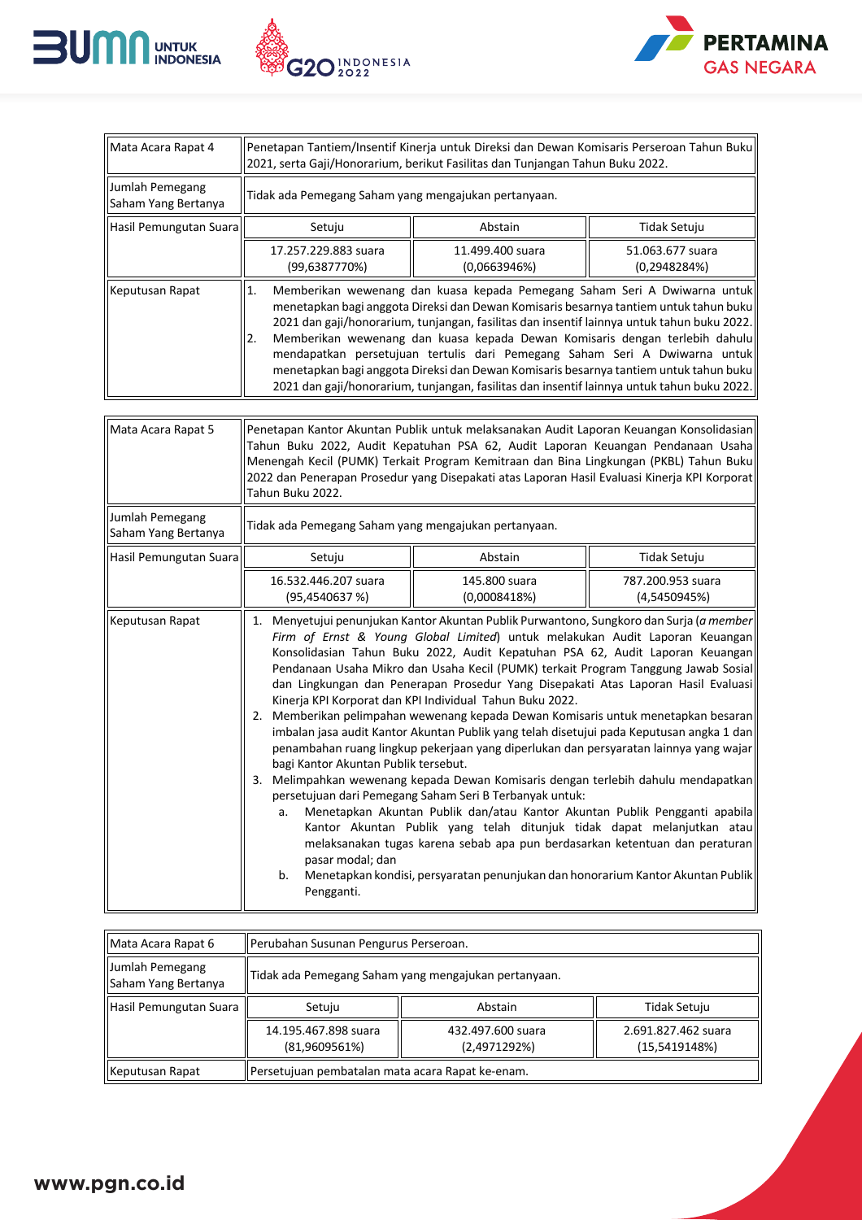| Mata Acara Rapat 4 | Penetapan Tantiem/Insentif Kinerja untuk Direksi dan Dewan Komisaris Perseroan Tahun Buku 2021, serta Gaji/Honorarium, berikut Fasilitas dan Tunjangan Tahun Buku 2022. | | |
|---|---|---|---|
| Jumlah Pemegang Saham Yang Bertanya | Tidak ada Pemegang Saham yang mengajukan pertanyaan. | | |
| Hasil Pemungutan Suara | Setuju | Abstain | Tidak Setuju |
| | 17.257.229.883 suara (99,6387770%) | 11.499.400 suara (0,0663946%) | 51.063.677 suara (0,2948284%) |
| Keputusan Rapat | 1. Memberikan wewenang dan kuasa kepada Pemegang Saham Seri A Dwiwarna untuk menetapkan bagi anggota Direksi dan Dewan Komisaris besarnya tantiem untuk tahun buku 2021 dan gaji/honorarium, tunjangan, fasilitas dan insentif lainnya untuk tahun buku 2022.<br>2. Memberikan wewenang dan kuasa kepada Dewan Komisaris dengan terlebih dahulu mendapatkan persetujuan tertulis dari Pemegang Saham Seri A Dwiwarna untuk menetapkan bagi anggota Direksi dan Dewan Komisaris besarnya tantiem untuk tahun buku 2021 dan gaji/honorarium, tunjangan, fasilitas dan insentif lainnya untuk tahun buku 2022. | | |

| Mata Acara Rapat 5 | Penetapan Kantor Akuntan Publik untuk melaksanakan Audit Laporan Keuangan Konsolidasian Tahun Buku 2022, Audit Kepatuhan PSA 62, Audit Laporan Keuangan Pendanaan Usaha Menengah Kecil (PUMK) Terkait Program Kemitraan dan Bina Lingkungan (PKBL) Tahun Buku 2022 dan Penerapan Prosedur yang Disepakati atas Laporan Hasil Evaluasi Kinerja KPI Korporat Tahun Buku 2022. | | |
|---|---|---|---|
| Jumlah Pemegang Saham Yang Bertanya | Tidak ada Pemegang Saham yang mengajukan pertanyaan. | | |
| Hasil Pemungutan Suara | Setuju | Abstain | Tidak Setuju |
| | 16.532.446.207 suara (95,4540637 %) | 145.800 suara (0,0008418%) | 787.200.953 suara (4,5450945%) |
| Keputusan Rapat | 1. Menyetujui penunjukan Kantor Akuntan Publik Purwantono, Sungkoro dan Surja (*a member Firm of Ernst & Young Global Limited*) untuk melakukan Audit Laporan Keuangan Konsolidasian Tahun Buku 2022, Audit Kepatuhan PSA 62, Audit Laporan Keuangan Pendanaan Usaha Mikro dan Usaha Kecil (PUMK) terkait Program Tanggung Jawab Sosial dan Lingkungan dan Penerapan Prosedur Yang Disepakati Atas Laporan Hasil Evaluasi Kinerja KPI Korporat dan KPI Individual Tahun Buku 2022.<br>2. Memberikan pelimpahan wewenang kepada Dewan Komisaris untuk menetapkan besaran imbalan jasa audit Kantor Akuntan Publik yang telah disetujui pada Keputusan angka 1 dan penambahan ruang lingkup pekerjaan yang diperlukan dan persyaratan lainnya yang wajar bagi Kantor Akuntan Publik tersebut.<br>3. Melimpahkan wewenang kepada Dewan Komisaris dengan terlebih dahulu mendapatkan persetujuan dari Pemegang Saham Seri B Terbanyak untuk:<br>a. Menetapkan Akuntan Publik dan/atau Kantor Akuntan Publik Pengganti apabila Kantor Akuntan Publik yang telah ditunjuk tidak dapat melanjutkan atau melaksanakan tugas karena sebab apa pun berdasarkan ketentuan dan peraturan pasar modal; dan<br>b. Menetapkan kondisi, persyaratan penunjukan dan honorarium Kantor Akuntan Publik Pengganti. | | |

| Mata Acara Rapat 6 | Perubahan Susunan Pengurus Perseroan. | | |
|---|---|---|---|
| Jumlah Pemegang Saham Yang Bertanya | Tidak ada Pemegang Saham yang mengajukan pertanyaan. | | |
| Hasil Pemungutan Suara | Setuju | Abstain | Tidak Setuju |
| | 14.195.467.898 suara (81,9609561%) | 432.497.600 suara (2,4971292%) | 2.691.827.462 suara (15,5419148%) |
| Keputusan Rapat | Persetujuan pembatalan mata acara Rapat ke-enam. | | |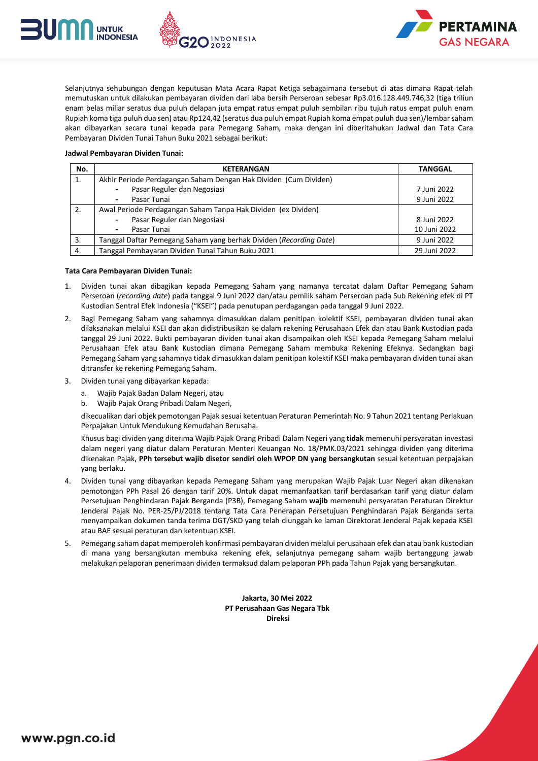Selanjutnya sehubungan dengan keputusan Mata Acara Rapat Ketiga sebagaimana tersebut di atas dimana Rapat telah memutuskan untuk dilakukan pembayaran dividen dari laba bersih Perseroan sebesar Rp3.016.128.449.746,32 (tiga triliun enam belas miliar seratus dua puluh delapan juta empat ratus empat puluh sembilan ribu tujuh ratus empat puluh enam Rupiah koma tiga puluh dua sen) atau Rp124,42 (seratus dua puluh empat Rupiah koma empat puluh dua sen)/lembar saham akan dibayarkan secara tunai kepada para Pemegang Saham, maka dengan ini diberitahukan Jadwal dan Tata Cara Pembayaran Dividen Tunai Tahun Buku 2021 sebagai berikut:

**Jadwal Pembayaran Dividen Tunai:**

| No. | KETERANGAN | TANGGAL |
|---|---|---|
| 1. | Akhir Periode Perdagangan Saham Dengan Hak Dividen (Cum Dividen) | |
| | - Pasar Reguler dan Negosiasi | 7 Juni 2022 |
| | - Pasar Tunai | 9 Juni 2022 |
| 2. | Awal Periode Perdagangan Saham Tanpa Hak Dividen (ex Dividen) | |
| | - Pasar Reguler dan Negosiasi | 8 Juni 2022 |
| | - Pasar Tunai | 10 Juni 2022 |
| 3. | Tanggal Daftar Pemegang Saham yang berhak Dividen (*Recording Date*) | 9 Juni 2022 |
| 4. | Tanggal Pembayaran Dividen Tunai Tahun Buku 2021 | 29 Juni 2022 |

**Tata Cara Pembayaran Dividen Tunai:**

1. Dividen tunai akan dibagikan kepada Pemegang Saham yang namanya tercatat dalam Daftar Pemegang Saham Perseroan (*recording date*) pada tanggal 9 Juni 2022 dan/atau pemilik saham Perseroan pada Sub Rekening efek di PT Kustodian Sentral Efek Indonesia ("KSEI") pada penutupan perdagangan pada tanggal 9 Juni 2022.
2. Bagi Pemegang Saham yang sahamnya dimasukkan dalam penitipan kolektif KSEI, pembayaran dividen tunai akan dilaksanakan melalui KSEI dan akan didistribusikan ke dalam rekening Perusahaan Efek dan atau Bank Kustodian pada tanggal 29 Juni 2022. Bukti pembayaran dividen tunai akan disampaikan oleh KSEI kepada Pemegang Saham melalui Perusahaan Efek atau Bank Kustodian dimana Pemegang Saham membuka Rekening Efeknya. Sedangkan bagi Pemegang Saham yang sahamnya tidak dimasukkan dalam penitipan kolektif KSEI maka pembayaran dividen tunai akan ditransfer ke rekening Pemegang Saham.
3. Dividen tunai yang dibayarkan kepada:
   a. Wajib Pajak Badan Dalam Negeri, atau
   b. Wajib Pajak Orang Pribadi Dalam Negeri,

   dikecualikan dari objek pemotongan Pajak sesuai ketentuan Peraturan Pemerintah No. 9 Tahun 2021 tentang Perlakuan Perpajakan Untuk Mendukung Kemudahan Berusaha.

   Khusus bagi dividen yang diterima Wajib Pajak Orang Pribadi Dalam Negeri yang **tidak** memenuhi persyaratan investasi dalam negeri yang diatur dalam Peraturan Menteri Keuangan No. 18/PMK.03/2021 sehingga dividen yang diterima dikenakan Pajak, **PPh tersebut wajib disetor sendiri oleh WPOP DN yang bersangkutan** sesuai ketentuan perpajakan yang berlaku.
4. Dividen tunai yang dibayarkan kepada Pemegang Saham yang merupakan Wajib Pajak Luar Negeri akan dikenakan pemotongan PPh Pasal 26 dengan tarif 20%. Untuk dapat memanfaatkan tarif berdasarkan tarif yang diatur dalam Persetujuan Penghindaran Pajak Berganda (P3B), Pemegang Saham **wajib** memenuhi persyaratan Peraturan Direktur Jenderal Pajak No. PER-25/PJ/2018 tentang Tata Cara Penerapan Persetujuan Penghindaran Pajak Berganda serta menyampaikan dokumen tanda terima DGT/SKD yang telah diunggah ke laman Direktorat Jenderal Pajak kepada KSEI atau BAE sesuai peraturan dan ketentuan KSEI.
5. Pemegang saham dapat memperoleh konfirmasi pembayaran dividen melalui perusahaan efek dan atau bank kustodian di mana yang bersangkutan membuka rekening efek, selanjutnya pemegang saham wajib bertanggung jawab melakukan pelaporan penerimaan dividen termaksud dalam pelaporan PPh pada Tahun Pajak yang bersangkutan.

**Jakarta, 30 Mei 2022**
**PT Perusahaan Gas Negara Tbk**
**Direksi**